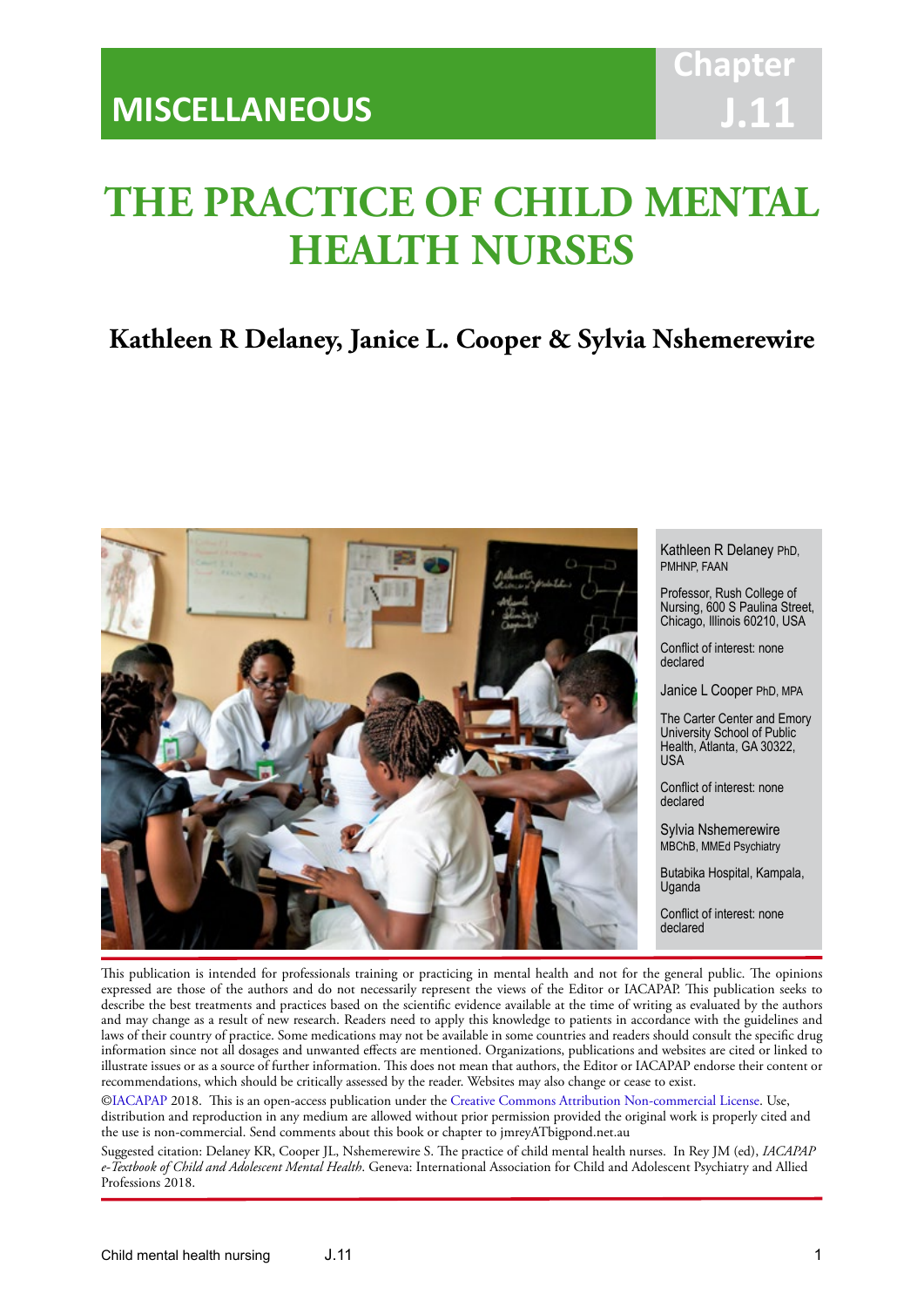# MISCELLANEOUS

Chapter J.11

# THE PRACTICE OF CHILD MENTAL HEALTH NURSES

## Kathleen R Delaney, Janice L. Cooper & Sylvia Nshemerewire

Kathleen R Delaney PhD, PMHNP, FAAN

Professor, Rush College of Nursing, 600 S Paulina Street, Chicago, Illinois 60210, USA

Conflict of interest: none declared

Janice L Cooper PhD, MPA

The Carter Center and Emory University School of Public Health, Atlanta, GA 30322, USA

Conflict of interest: none declared

Sylvia Nshemerewire MBChB, MMEd Psychiatry

Butabika Hospital, Kampala, Uganda

Conflict of interest: none declared

This publication is intended for professionals training or practicing in mental health and not for the general public. The opinions expressed are those of the authors and do not necessarily represent the views of the Editor or IACAPAP. This publication seeks to describe the best treatments and practices based on the scientific evidence available at the time of writing as evaluated by the authors and may change as a result of new research. Readers need to apply this knowledge to patients in accordance with the guidelines and laws of their country of practice. Some medications may not be available in some countries and readers should consult the specific drug information since not all dosages and unwanted effects are mentioned. Organizations, publications and websites are cited or linked to illustrate issues or as a source of further information. This does not mean that authors, the Editor or IACAPAP endorse their content or recommendations, which should be critically assessed by the reader. Websites may also change or cease to exist.

©IACAPAP 2018. This is an open-access publication under the Creative Commons Attribution Non-commercial License. Use, distribution and reproduction in any medium are allowed without prior permission provided the original work is properly cited and the use is non-commercial. Send comments about this book or chapter to jmreyATbigpond.net.au

Suggested citation: Delaney KR, Cooper JL, Nshemerewire S. The practice of child mental health nurses. In Rey JM (ed), *IACAPAP e-Textbook of Child and Adolescent Mental Health*. Geneva: International Association for Child and Adolescent Psychiatry and Allied Professions 2018.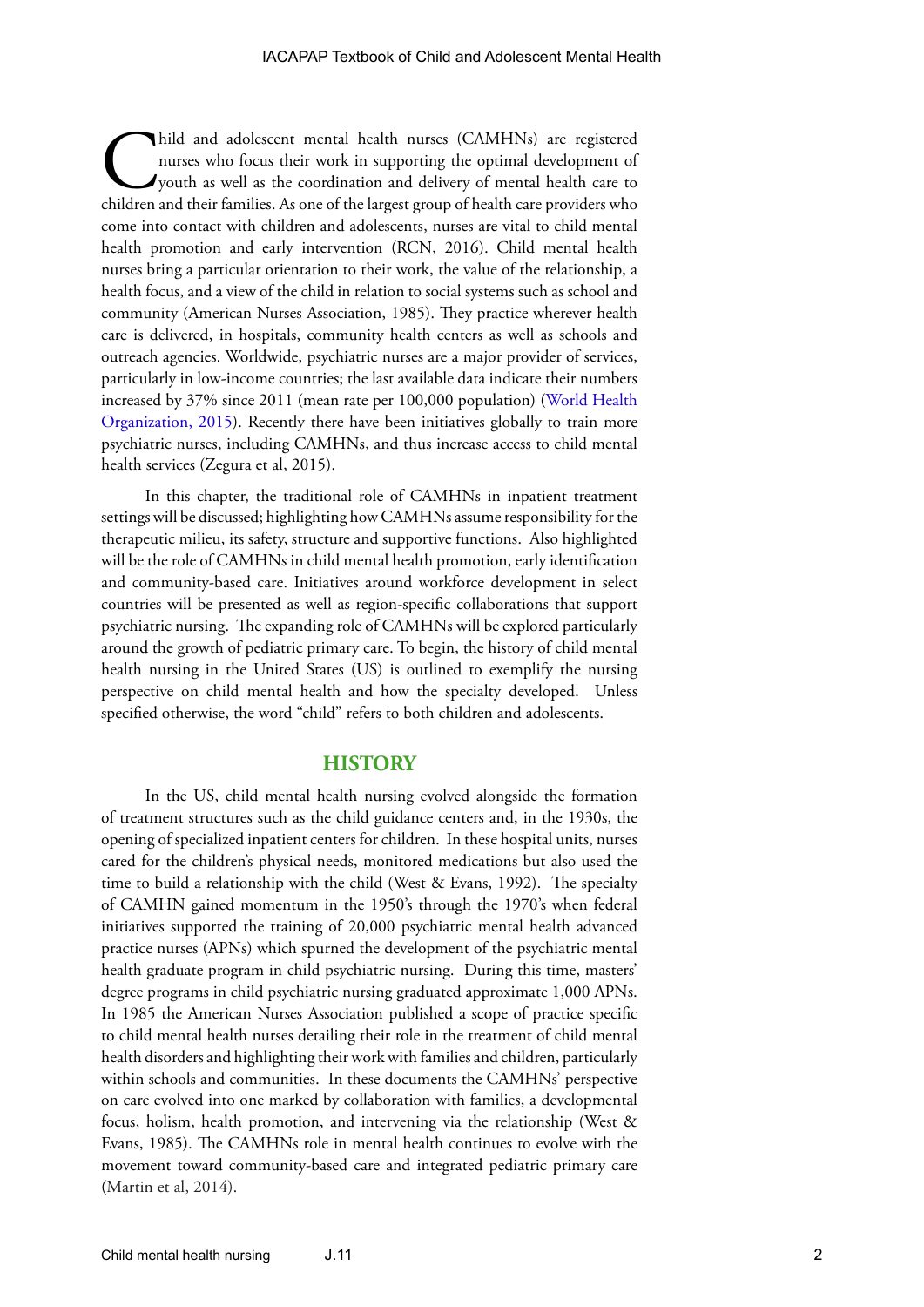Child and adolescent mental health nurses (CAMHNs) are registered nurses who focus their work in supporting the optimal development of youth as well as the coordination and delivery of mental health care to children and their families. As one of the largest group of health care providers who come into contact with children and adolescents, nurses are vital to child mental health promotion and early intervention (RCN, 2016). Child mental health nurses bring a particular orientation to their work, the value of the relationship, a health focus, and a view of the child in relation to social systems such as school and community (American Nurses Association, 1985). They practice wherever health care is delivered, in hospitals, community health centers as well as schools and outreach agencies. Worldwide, psychiatric nurses are a major provider of services, particularly in low-income countries; the last available data indicate their numbers increased by 37% since 2011 (mean rate per 100,000 population) (World Health Organization, 2015). Recently there have been initiatives globally to train more psychiatric nurses, including CAMHNs, and thus increase access to child mental health services (Zegura et al, 2015).

In this chapter, the traditional role of CAMHNs in inpatient treatment settings will be discussed; highlighting how CAMHNs assume responsibility for the therapeutic milieu, its safety, structure and supportive functions. Also highlighted will be the role of CAMHNs in child mental health promotion, early identification and community-based care. Initiatives around workforce development in select countries will be presented as well as region-specific collaborations that support psychiatric nursing. The expanding role of CAMHNs will be explored particularly around the growth of pediatric primary care. To begin, the history of child mental health nursing in the United States (US) is outlined to exemplify the nursing perspective on child mental health and how the specialty developed. Unless specified otherwise, the word "child" refers to both children and adolescents.

## HISTORY

In the US, child mental health nursing evolved alongside the formation of treatment structures such as the child guidance centers and, in the 1930s, the opening of specialized inpatient centers for children. In these hospital units, nurses cared for the children's physical needs, monitored medications but also used the time to build a relationship with the child (West & Evans, 1992). The specialty of CAMHN gained momentum in the 1950's through the 1970's when federal initiatives supported the training of 20,000 psychiatric mental health advanced practice nurses (APNs) which spurned the development of the psychiatric mental health graduate program in child psychiatric nursing. During this time, masters' degree programs in child psychiatric nursing graduated approximate 1,000 APNs. In 1985 the American Nurses Association published a scope of practice specific to child mental health nurses detailing their role in the treatment of child mental health disorders and highlighting their work with families and children, particularly within schools and communities. In these documents the CAMHNs' perspective on care evolved into one marked by collaboration with families, a developmental focus, holism, health promotion, and intervening via the relationship (West & Evans, 1985). The CAMHNs role in mental health continues to evolve with the movement toward community-based care and integrated pediatric primary care (Martin et al, 2014).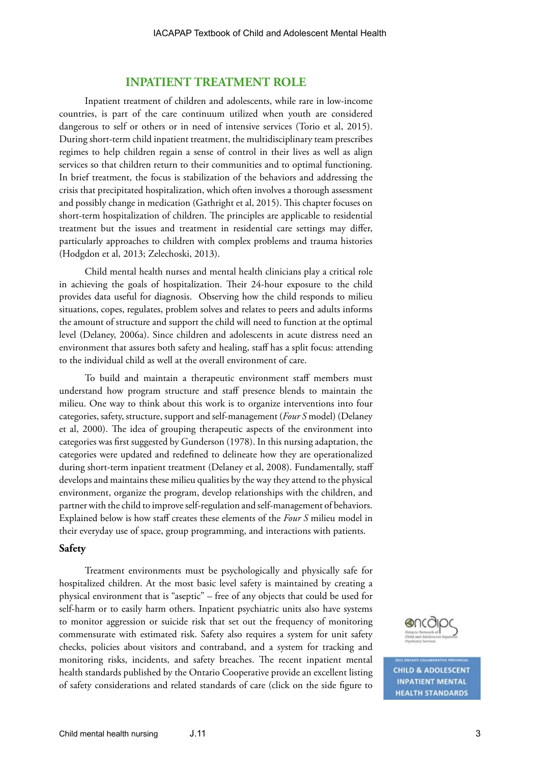## INPATIENT TREATMENT ROLE

Inpatient treatment of children and adolescents, while rare in low-income countries, is part of the care continuum utilized when youth are considered dangerous to self or others or in need of intensive services (Torio et al, 2015). During short-term child inpatient treatment, the multidisciplinary team prescribes regimes to help children regain a sense of control in their lives as well as align services so that children return to their communities and to optimal functioning. In brief treatment, the focus is stabilization of the behaviors and addressing the crisis that precipitated hospitalization, which often involves a thorough assessment and possibly change in medication (Gathright et al, 2015). This chapter focuses on short-term hospitalization of children. The principles are applicable to residential treatment but the issues and treatment in residential care settings may differ, particularly approaches to children with complex problems and trauma histories (Hodgdon et al, 2013; Zelechoski, 2013).

Child mental health nurses and mental health clinicians play a critical role in achieving the goals of hospitalization. Their 24-hour exposure to the child provides data useful for diagnosis. Observing how the child responds to milieu situations, copes, regulates, problem solves and relates to peers and adults informs the amount of structure and support the child will need to function at the optimal level (Delaney, 2006a). Since children and adolescents in acute distress need an environment that assures both safety and healing, staff has a split focus: attending to the individual child as well at the overall environment of care.

To build and maintain a therapeutic environment staff members must understand how program structure and staff presence blends to maintain the milieu. One way to think about this work is to organize interventions into four categories, safety, structure, support and self-management (*Four S* model) (Delaney et al, 2000). The idea of grouping therapeutic aspects of the environment into categories was first suggested by Gunderson (1978). In this nursing adaptation, the categories were updated and redefined to delineate how they are operationalized during short-term inpatient treatment (Delaney et al, 2008). Fundamentally, staff develops and maintains these milieu qualities by the way they attend to the physical environment, organize the program, develop relationships with the children, and partner with the child to improve self-regulation and self-management of behaviors. Explained below is how staff creates these elements of the *Four S* milieu model in their everyday use of space, group programming, and interactions with patients.

### Safety

Treatment environments must be psychologically and physically safe for hospitalized children. At the most basic level safety is maintained by creating a physical environment that is "aseptic" – free of any objects that could be used for self-harm or to easily harm others. Inpatient psychiatric units also have systems to monitor aggression or suicide risk that set out the frequency of monitoring commensurate with estimated risk. Safety also requires a system for unit safety checks, policies about visitors and contraband, and a system for tracking and monitoring risks, incidents, and safety breaches. The recent inpatient mental health standards published by the Ontario Cooperative provide an excellent listing of safety considerations and related standards of care (click on the side figure to

ONCAIPS Ontario Network of Child and Adolescent Inpatient Psychiatry Services

2015 ONCAIPS COLLABORATIVE PROVINCIAL CHILD & ADOLESCENT INPATIENT MENTAL HEALTH STANDARDS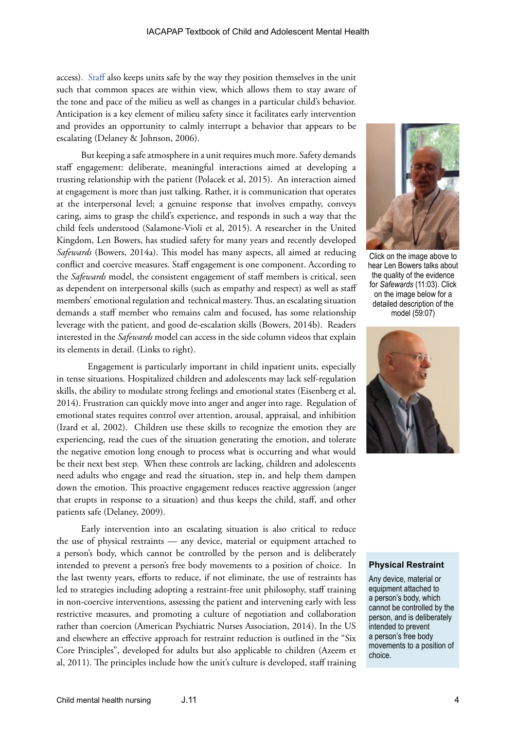access). Staff also keeps units safe by the way they position themselves in the unit such that common spaces are within view, which allows them to stay aware of the tone and pace of the milieu as well as changes in a particular child's behavior. Anticipation is a key element of milieu safety since it facilitates early intervention and provides an opportunity to calmly interrupt a behavior that appears to be escalating (Delaney & Johnson, 2006).

But keeping a safe atmosphere in a unit requires much more. Safety demands staff engagement: deliberate, meaningful interactions aimed at developing a trusting relationship with the patient (Polacek et al, 2015). An interaction aimed at engagement is more than just talking. Rather, it is communication that operates at the interpersonal level; a genuine response that involves empathy, conveys caring, aims to grasp the child's experience, and responds in such a way that the child feels understood (Salamone-Violi et al, 2015). A researcher in the United Kingdom, Len Bowers, has studied safety for many years and recently developed *Safewards* (Bowers, 2014a). This model has many aspects, all aimed at reducing conflict and coercive measures. Staff engagement is one component. According to the *Safewards* model, the consistent engagement of staff members is critical, seen as dependent on interpersonal skills (such as empathy and respect) as well as staff members' emotional regulation and technical mastery. Thus, an escalating situation demands a staff member who remains calm and focused, has some relationship leverage with the patient, and good de-escalation skills (Bowers, 2014b). Readers interested in the *Safewards* model can access in the side column videos that explain its elements in detail. (Links to right).

Click on the image above to hear Len Bowers talks about the quality of the evidence for *Safewards* (11:03). Click on the image below for a detailed description of the model (59:07)

Engagement is particularly important in child inpatient units, especially in tense situations. Hospitalized children and adolescents may lack self-regulation skills, the ability to modulate strong feelings and emotional states (Eisenberg et al, 2014). Frustration can quickly move into anger and anger into rage. Regulation of emotional states requires control over attention, arousal, appraisal, and inhibition (Izard et al, 2002). Children use these skills to recognize the emotion they are experiencing, read the cues of the situation generating the emotion, and tolerate the negative emotion long enough to process what is occurring and what would be their next best step. When these controls are lacking, children and adolescents need adults who engage and read the situation, step in, and help them dampen down the emotion. This proactive engagement reduces reactive aggression (anger that erupts in response to a situation) and thus keeps the child, staff, and other patients safe (Delaney, 2009).

Early intervention into an escalating situation is also critical to reduce the use of physical restraints — any device, material or equipment attached to a person's body, which cannot be controlled by the person and is deliberately intended to prevent a person's free body movements to a position of choice. In the last twenty years, efforts to reduce, if not eliminate, the use of restraints has led to strategies including adopting a restraint-free unit philosophy, staff training in non-coercive interventions, assessing the patient and intervening early with less restrictive measures, and promoting a culture of negotiation and collaboration rather than coercion (American Psychiatric Nurses Association, 2014). In the US and elsewhere an effective approach for restraint reduction is outlined in the "Six Core Principles", developed for adults but also applicable to children (Azeem et al, 2011). The principles include how the unit's culture is developed, staff training

**Physical Restraint**

Any device, material or equipment attached to a person's body, which cannot be controlled by the person, and is deliberately intended to prevent a person's free body movements to a position of choice.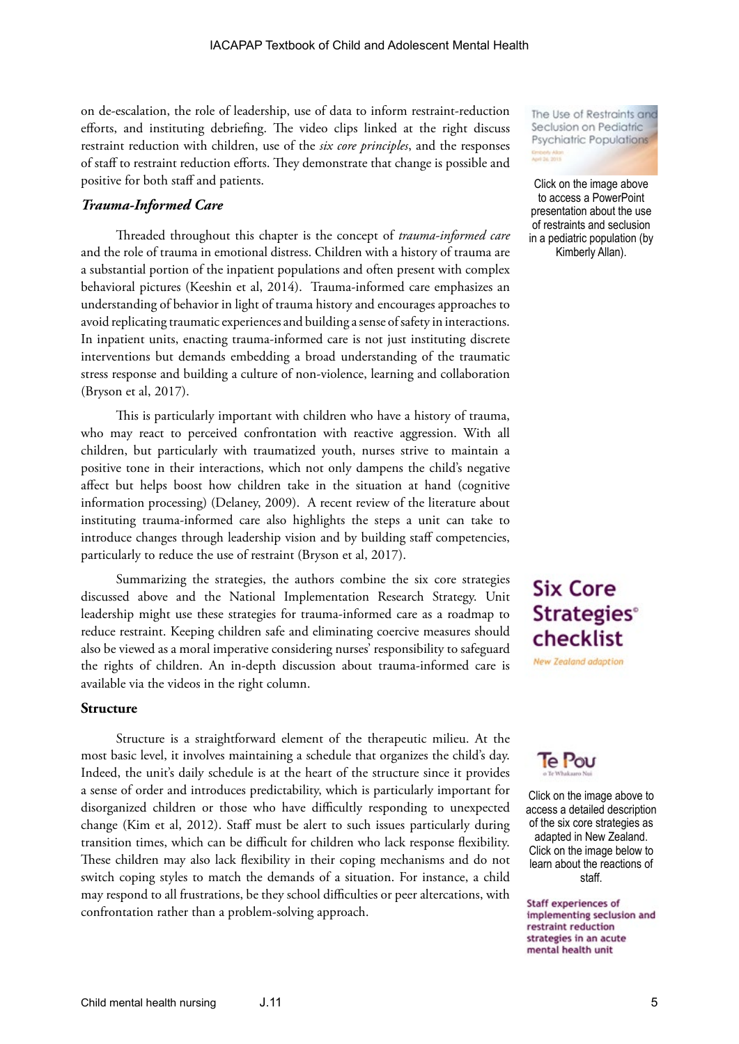on de-escalation, the role of leadership, use of data to inform restraint-reduction efforts, and instituting debriefing. The video clips linked at the right discuss restraint reduction with children, use of the *six core principles*, and the responses of staff to restraint reduction efforts. They demonstrate that change is possible and positive for both staff and patients.

### *Trauma-Informed Care*

Threaded throughout this chapter is the concept of *trauma-informed care* and the role of trauma in emotional distress. Children with a history of trauma are a substantial portion of the inpatient populations and often present with complex behavioral pictures (Keeshin et al, 2014). Trauma-informed care emphasizes an understanding of behavior in light of trauma history and encourages approaches to avoid replicating traumatic experiences and building a sense of safety in interactions. In inpatient units, enacting trauma-informed care is not just instituting discrete interventions but demands embedding a broad understanding of the traumatic stress response and building a culture of non-violence, learning and collaboration (Bryson et al, 2017).

This is particularly important with children who have a history of trauma, who may react to perceived confrontation with reactive aggression. With all children, but particularly with traumatized youth, nurses strive to maintain a positive tone in their interactions, which not only dampens the child's negative affect but helps boost how children take in the situation at hand (cognitive information processing) (Delaney, 2009). A recent review of the literature about instituting trauma-informed care also highlights the steps a unit can take to introduce changes through leadership vision and by building staff competencies, particularly to reduce the use of restraint (Bryson et al, 2017).

Summarizing the strategies, the authors combine the six core strategies discussed above and the National Implementation Research Strategy. Unit leadership might use these strategies for trauma-informed care as a roadmap to reduce restraint. Keeping children safe and eliminating coercive measures should also be viewed as a moral imperative considering nurses' responsibility to safeguard the rights of children. An in-depth discussion about trauma-informed care is available via the videos in the right column.

### Structure

Structure is a straightforward element of the therapeutic milieu. At the most basic level, it involves maintaining a schedule that organizes the child's day. Indeed, the unit's daily schedule is at the heart of the structure since it provides a sense of order and introduces predictability, which is particularly important for disorganized children or those who have difficultly responding to unexpected change (Kim et al, 2012). Staff must be alert to such issues particularly during transition times, which can be difficult for children who lack response flexibility. These children may also lack flexibility in their coping mechanisms and do not switch coping styles to match the demands of a situation. For instance, a child may respond to all frustrations, be they school difficulties or peer altercations, with confrontation rather than a problem-solving approach.

Click on the image above to access a PowerPoint presentation about the use of restraints and seclusion in a pediatric population (by Kimberly Allan).

Click on the image above to access a detailed description of the six core strategies as adapted in New Zealand. Click on the image below to learn about the reactions of staff.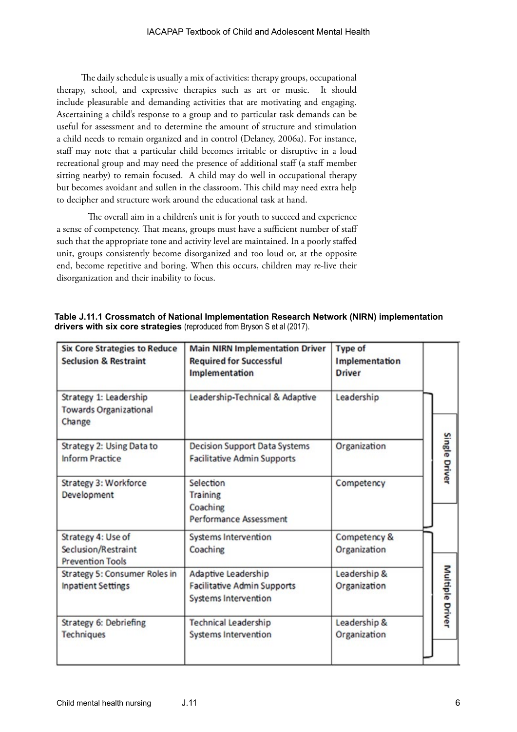The daily schedule is usually a mix of activities: therapy groups, occupational therapy, school, and expressive therapies such as art or music. It should include pleasurable and demanding activities that are motivating and engaging. Ascertaining a child's response to a group and to particular task demands can be useful for assessment and to determine the amount of structure and stimulation a child needs to remain organized and in control (Delaney, 2006a). For instance, staff may note that a particular child becomes irritable or disruptive in a loud recreational group and may need the presence of additional staff (a staff member sitting nearby) to remain focused. A child may do well in occupational therapy but becomes avoidant and sullen in the classroom. This child may need extra help to decipher and structure work around the educational task at hand.

The overall aim in a children's unit is for youth to succeed and experience a sense of competency. That means, groups must have a sufficient number of staff such that the appropriate tone and activity level are maintained. In a poorly staffed unit, groups consistently become disorganized and too loud or, at the opposite end, become repetitive and boring. When this occurs, children may re-live their disorganization and their inability to focus.

**Table J.11.1 Crossmatch of National Implementation Research Network (NIRN) implementation drivers with six core strategies** (reproduced from Bryson S et al (2017).

| Six Core Strategies to Reduce Seclusion & Restraint | Main NIRN Implementation Driver Required for Successful Implementation | Type of Implementation Driver | |
|---|---|---|---|
| Strategy 1: Leadership Towards Organizational Change | Leadership-Technical & Adaptive | Leadership | Single Driver |
| Strategy 2: Using Data to Inform Practice | Decision Support Data Systems<br>Facilitative Admin Supports | Organization | Single Driver |
| Strategy 3: Workforce Development | Selection<br>Training<br>Coaching<br>Performance Assessment | Competency | Single Driver |
| Strategy 4: Use of Seclusion/Restraint Prevention Tools | Systems Intervention<br>Coaching | Competency & Organization | Multiple Driver |
| Strategy 5: Consumer Roles in Inpatient Settings | Adaptive Leadership<br>Facilitative Admin Supports<br>Systems Intervention | Leadership & Organization | Multiple Driver |
| Strategy 6: Debriefing Techniques | Technical Leadership<br>Systems Intervention | Leadership & Organization | Multiple Driver |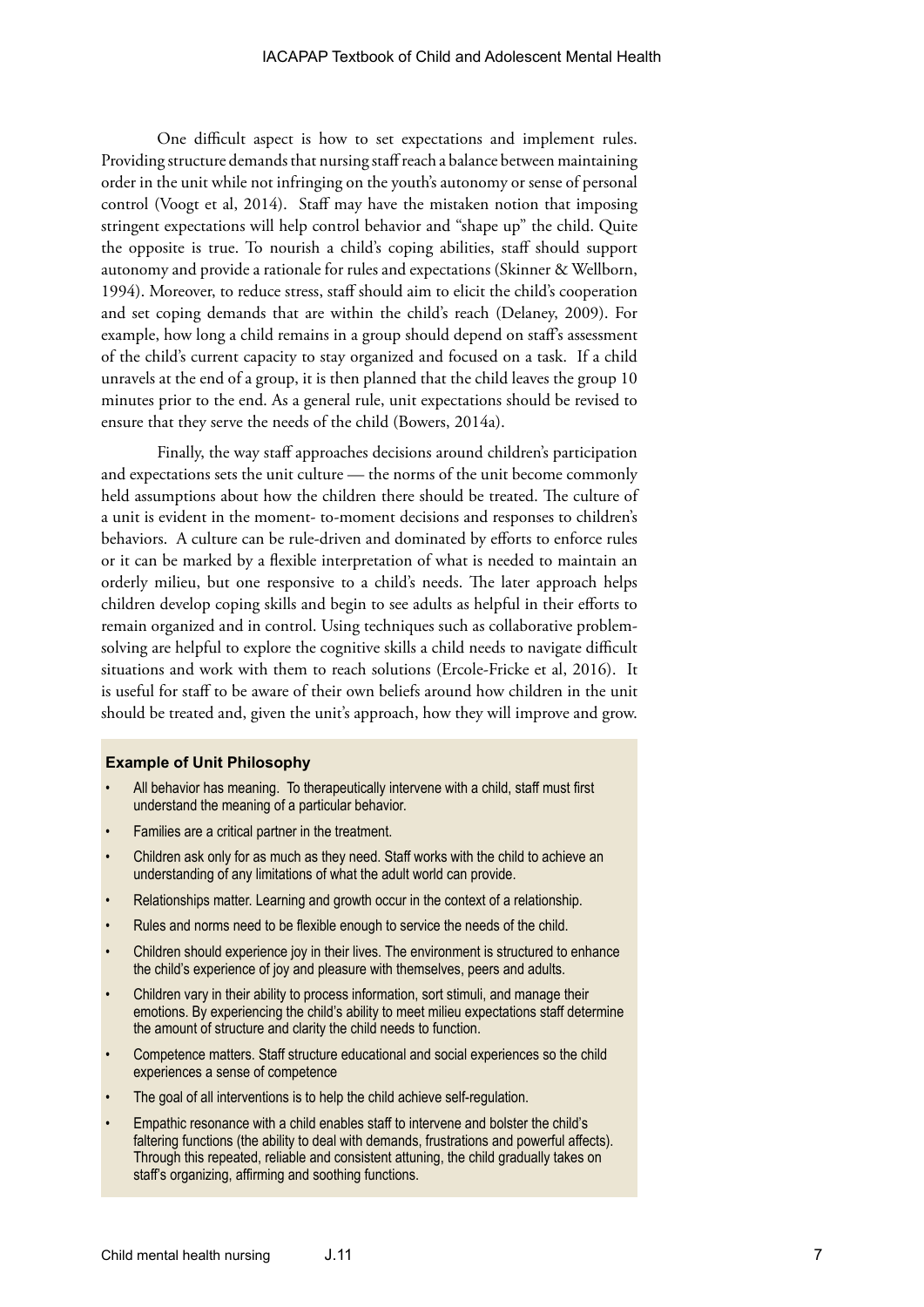One difficult aspect is how to set expectations and implement rules. Providing structure demands that nursing staff reach a balance between maintaining order in the unit while not infringing on the youth's autonomy or sense of personal control (Voogt et al, 2014). Staff may have the mistaken notion that imposing stringent expectations will help control behavior and "shape up" the child. Quite the opposite is true. To nourish a child's coping abilities, staff should support autonomy and provide a rationale for rules and expectations (Skinner & Wellborn, 1994). Moreover, to reduce stress, staff should aim to elicit the child's cooperation and set coping demands that are within the child's reach (Delaney, 2009). For example, how long a child remains in a group should depend on staff's assessment of the child's current capacity to stay organized and focused on a task. If a child unravels at the end of a group, it is then planned that the child leaves the group 10 minutes prior to the end. As a general rule, unit expectations should be revised to ensure that they serve the needs of the child (Bowers, 2014a).

Finally, the way staff approaches decisions around children's participation and expectations sets the unit culture — the norms of the unit become commonly held assumptions about how the children there should be treated. The culture of a unit is evident in the moment- to-moment decisions and responses to children's behaviors. A culture can be rule-driven and dominated by efforts to enforce rules or it can be marked by a flexible interpretation of what is needed to maintain an orderly milieu, but one responsive to a child's needs. The later approach helps children develop coping skills and begin to see adults as helpful in their efforts to remain organized and in control. Using techniques such as collaborative problem-solving are helpful to explore the cognitive skills a child needs to navigate difficult situations and work with them to reach solutions (Ercole-Fricke et al, 2016). It is useful for staff to be aware of their own beliefs around how children in the unit should be treated and, given the unit's approach, how they will improve and grow.

**Example of Unit Philosophy**

- All behavior has meaning. To therapeutically intervene with a child, staff must first understand the meaning of a particular behavior.
- Families are a critical partner in the treatment.
- Children ask only for as much as they need. Staff works with the child to achieve an understanding of any limitations of what the adult world can provide.
- Relationships matter. Learning and growth occur in the context of a relationship.
- Rules and norms need to be flexible enough to service the needs of the child.
- Children should experience joy in their lives. The environment is structured to enhance the child's experience of joy and pleasure with themselves, peers and adults.
- Children vary in their ability to process information, sort stimuli, and manage their emotions. By experiencing the child's ability to meet milieu expectations staff determine the amount of structure and clarity the child needs to function.
- Competence matters. Staff structure educational and social experiences so the child experiences a sense of competence
- The goal of all interventions is to help the child achieve self-regulation.
- Empathic resonance with a child enables staff to intervene and bolster the child's faltering functions (the ability to deal with demands, frustrations and powerful affects). Through this repeated, reliable and consistent attuning, the child gradually takes on staff's organizing, affirming and soothing functions.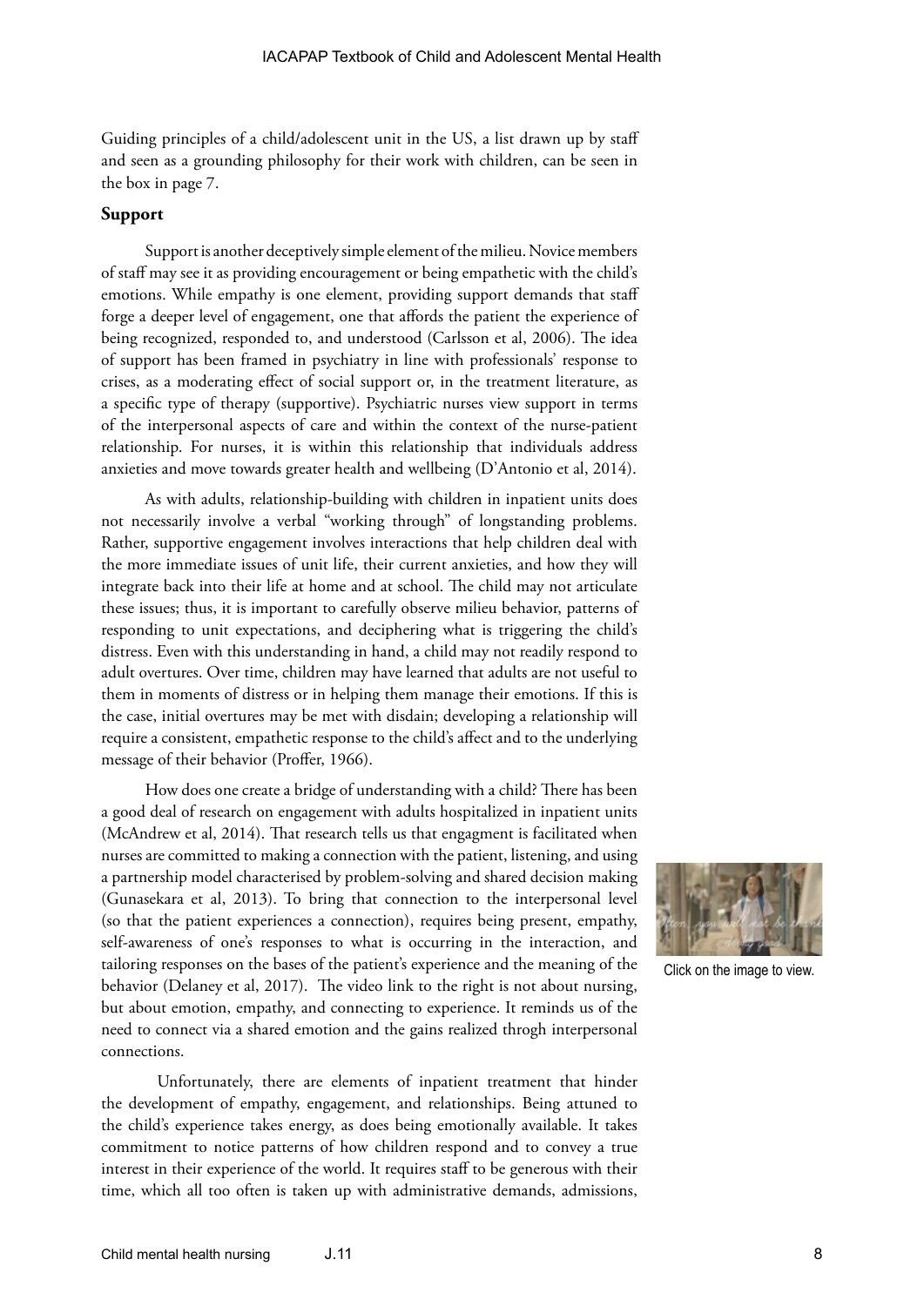Guiding principles of a child/adolescent unit in the US, a list drawn up by staff and seen as a grounding philosophy for their work with children, can be seen in the box in page 7.

### Support

Support is another deceptively simple element of the milieu. Novice members of staff may see it as providing encouragement or being empathetic with the child's emotions. While empathy is one element, providing support demands that staff forge a deeper level of engagement, one that affords the patient the experience of being recognized, responded to, and understood (Carlsson et al, 2006). The idea of support has been framed in psychiatry in line with professionals' response to crises, as a moderating effect of social support or, in the treatment literature, as a specific type of therapy (supportive). Psychiatric nurses view support in terms of the interpersonal aspects of care and within the context of the nurse-patient relationship. For nurses, it is within this relationship that individuals address anxieties and move towards greater health and wellbeing (D'Antonio et al, 2014).

As with adults, relationship-building with children in inpatient units does not necessarily involve a verbal "working through" of longstanding problems. Rather, supportive engagement involves interactions that help children deal with the more immediate issues of unit life, their current anxieties, and how they will integrate back into their life at home and at school. The child may not articulate these issues; thus, it is important to carefully observe milieu behavior, patterns of responding to unit expectations, and deciphering what is triggering the child's distress. Even with this understanding in hand, a child may not readily respond to adult overtures. Over time, children may have learned that adults are not useful to them in moments of distress or in helping them manage their emotions. If this is the case, initial overtures may be met with disdain; developing a relationship will require a consistent, empathetic response to the child's affect and to the underlying message of their behavior (Proffer, 1966).

How does one create a bridge of understanding with a child? There has been a good deal of research on engagement with adults hospitalized in inpatient units (McAndrew et al, 2014). That research tells us that engagment is facilitated when nurses are committed to making a connection with the patient, listening, and using a partnership model characterised by problem-solving and shared decision making (Gunasekara et al, 2013). To bring that connection to the interpersonal level (so that the patient experiences a connection), requires being present, empathy, self-awareness of one's responses to what is occurring in the interaction, and tailoring responses on the bases of the patient's experience and the meaning of the behavior (Delaney et al, 2017). The video link to the right is not about nursing, but about emotion, empathy, and connecting to experience. It reminds us of the need to connect via a shared emotion and the gains realized throgh interpersonal connections.

Click on the image to view.

Unfortunately, there are elements of inpatient treatment that hinder the development of empathy, engagement, and relationships. Being attuned to the child's experience takes energy, as does being emotionally available. It takes commitment to notice patterns of how children respond and to convey a true interest in their experience of the world. It requires staff to be generous with their time, which all too often is taken up with administrative demands, admissions,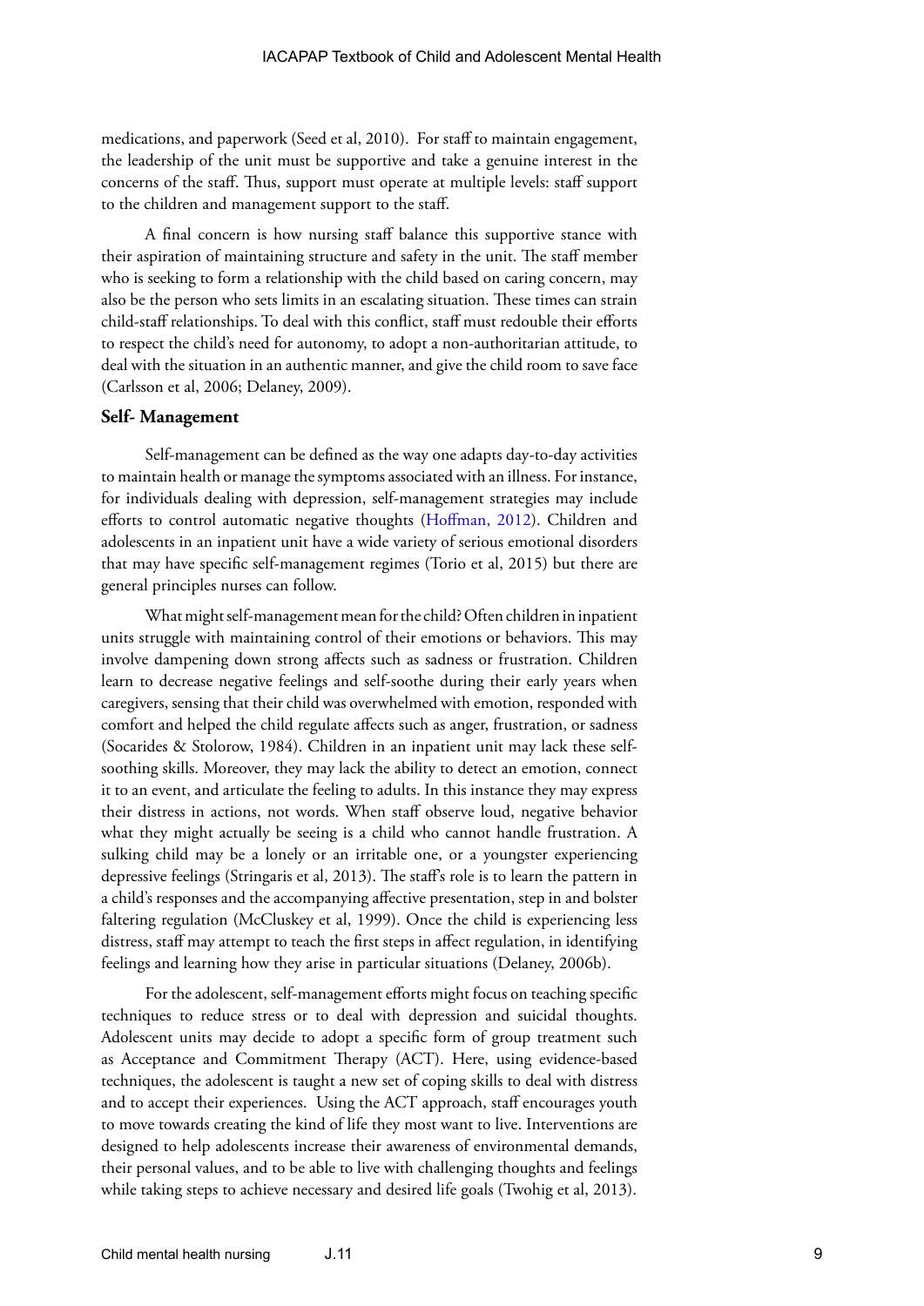medications, and paperwork (Seed et al, 2010). For staff to maintain engagement, the leadership of the unit must be supportive and take a genuine interest in the concerns of the staff. Thus, support must operate at multiple levels: staff support to the children and management support to the staff.

A final concern is how nursing staff balance this supportive stance with their aspiration of maintaining structure and safety in the unit. The staff member who is seeking to form a relationship with the child based on caring concern, may also be the person who sets limits in an escalating situation. These times can strain child-staff relationships. To deal with this conflict, staff must redouble their efforts to respect the child's need for autonomy, to adopt a non-authoritarian attitude, to deal with the situation in an authentic manner, and give the child room to save face (Carlsson et al, 2006; Delaney, 2009).

### Self- Management

Self-management can be defined as the way one adapts day-to-day activities to maintain health or manage the symptoms associated with an illness. For instance, for individuals dealing with depression, self-management strategies may include efforts to control automatic negative thoughts (Hoffman, 2012). Children and adolescents in an inpatient unit have a wide variety of serious emotional disorders that may have specific self-management regimes (Torio et al, 2015) but there are general principles nurses can follow.

What might self-management mean for the child? Often children in inpatient units struggle with maintaining control of their emotions or behaviors. This may involve dampening down strong affects such as sadness or frustration. Children learn to decrease negative feelings and self-soothe during their early years when caregivers, sensing that their child was overwhelmed with emotion, responded with comfort and helped the child regulate affects such as anger, frustration, or sadness (Socarides & Stolorow, 1984). Children in an inpatient unit may lack these self-soothing skills. Moreover, they may lack the ability to detect an emotion, connect it to an event, and articulate the feeling to adults. In this instance they may express their distress in actions, not words. When staff observe loud, negative behavior what they might actually be seeing is a child who cannot handle frustration. A sulking child may be a lonely or an irritable one, or a youngster experiencing depressive feelings (Stringaris et al, 2013). The staff's role is to learn the pattern in a child's responses and the accompanying affective presentation, step in and bolster faltering regulation (McCluskey et al, 1999). Once the child is experiencing less distress, staff may attempt to teach the first steps in affect regulation, in identifying feelings and learning how they arise in particular situations (Delaney, 2006b).

For the adolescent, self-management efforts might focus on teaching specific techniques to reduce stress or to deal with depression and suicidal thoughts. Adolescent units may decide to adopt a specific form of group treatment such as Acceptance and Commitment Therapy (ACT). Here, using evidence-based techniques, the adolescent is taught a new set of coping skills to deal with distress and to accept their experiences. Using the ACT approach, staff encourages youth to move towards creating the kind of life they most want to live. Interventions are designed to help adolescents increase their awareness of environmental demands, their personal values, and to be able to live with challenging thoughts and feelings while taking steps to achieve necessary and desired life goals (Twohig et al, 2013).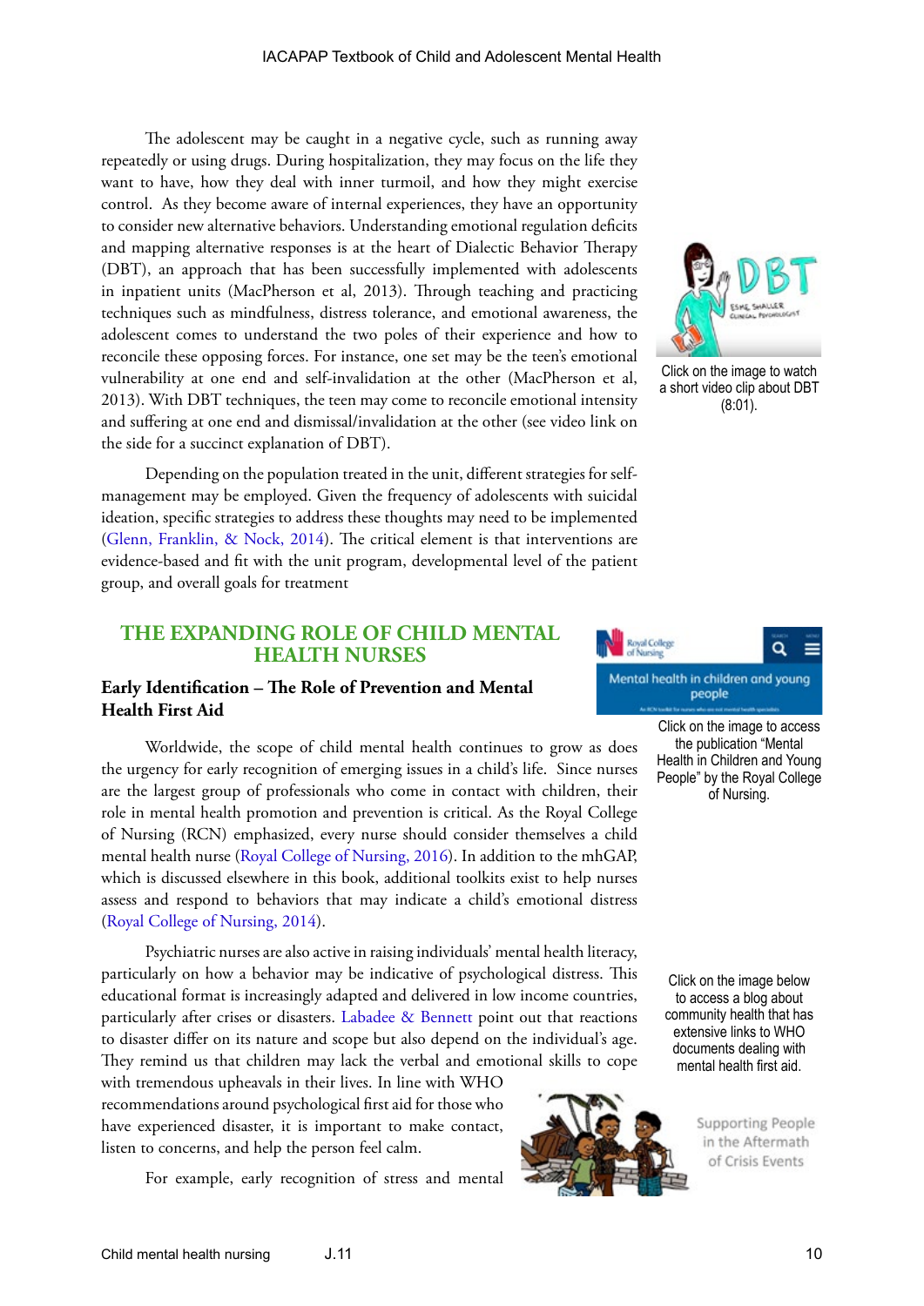The adolescent may be caught in a negative cycle, such as running away repeatedly or using drugs. During hospitalization, they may focus on the life they want to have, how they deal with inner turmoil, and how they might exercise control. As they become aware of internal experiences, they have an opportunity to consider new alternative behaviors. Understanding emotional regulation deficits and mapping alternative responses is at the heart of Dialectic Behavior Therapy (DBT), an approach that has been successfully implemented with adolescents in inpatient units (MacPherson et al, 2013). Through teaching and practicing techniques such as mindfulness, distress tolerance, and emotional awareness, the adolescent comes to understand the two poles of their experience and how to reconcile these opposing forces. For instance, one set may be the teen's emotional vulnerability at one end and self-invalidation at the other (MacPherson et al, 2013). With DBT techniques, the teen may come to reconcile emotional intensity and suffering at one end and dismissal/invalidation at the other (see video link on the side for a succinct explanation of DBT).

Click on the image to watch a short video clip about DBT (8:01).

Depending on the population treated in the unit, different strategies for self-management may be employed. Given the frequency of adolescents with suicidal ideation, specific strategies to address these thoughts may need to be implemented (Glenn, Franklin, & Nock, 2014). The critical element is that interventions are evidence-based and fit with the unit program, developmental level of the patient group, and overall goals for treatment

## THE EXPANDING ROLE OF CHILD MENTAL HEALTH NURSES

### Early Identification – The Role of Prevention and Mental Health First Aid

Click on the image to access the publication "Mental Health in Children and Young People" by the Royal College of Nursing.

Worldwide, the scope of child mental health continues to grow as does the urgency for early recognition of emerging issues in a child's life. Since nurses are the largest group of professionals who come in contact with children, their role in mental health promotion and prevention is critical. As the Royal College of Nursing (RCN) emphasized, every nurse should consider themselves a child mental health nurse (Royal College of Nursing, 2016). In addition to the mhGAP, which is discussed elsewhere in this book, additional toolkits exist to help nurses assess and respond to behaviors that may indicate a child's emotional distress (Royal College of Nursing, 2014).

Psychiatric nurses are also active in raising individuals' mental health literacy, particularly on how a behavior may be indicative of psychological distress. This educational format is increasingly adapted and delivered in low income countries, particularly after crises or disasters. Labadee & Bennett point out that reactions to disaster differ on its nature and scope but also depend on the individual's age. They remind us that children may lack the verbal and emotional skills to cope with tremendous upheavals in their lives. In line with WHO recommendations around psychological first aid for those who have experienced disaster, it is important to make contact, listen to concerns, and help the person feel calm.

Click on the image below to access a blog about community health that has extensive links to WHO documents dealing with mental health first aid.

For example, early recognition of stress and mental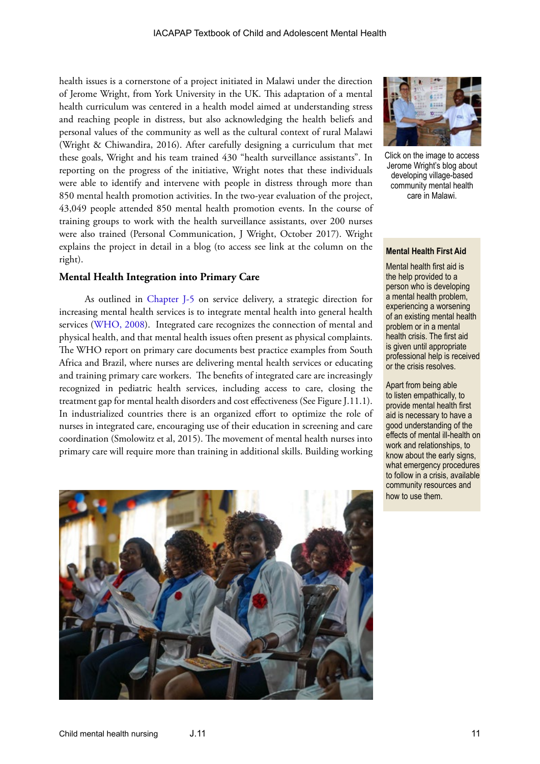health issues is a cornerstone of a project initiated in Malawi under the direction of Jerome Wright, from York University in the UK. This adaptation of a mental health curriculum was centered in a health model aimed at understanding stress and reaching people in distress, but also acknowledging the health beliefs and personal values of the community as well as the cultural context of rural Malawi (Wright & Chiwandira, 2016). After carefully designing a curriculum that met these goals, Wright and his team trained 430 "health surveillance assistants". In reporting on the progress of the initiative, Wright notes that these individuals were able to identify and intervene with people in distress through more than 850 mental health promotion activities. In the two-year evaluation of the project, 43,049 people attended 850 mental health promotion events. In the course of training groups to work with the health surveillance assistants, over 200 nurses were also trained (Personal Communication, J Wright, October 2017). Wright explains the project in detail in a blog (to access see link at the column on the right).

Click on the image to access Jerome Wright's blog about developing village-based community mental health care in Malawi.

### Mental Health Integration into Primary Care

As outlined in Chapter J-5 on service delivery, a strategic direction for increasing mental health services is to integrate mental health into general health services (WHO, 2008). Integrated care recognizes the connection of mental and physical health, and that mental health issues often present as physical complaints. The WHO report on primary care documents best practice examples from South Africa and Brazil, where nurses are delivering mental health services or educating and training primary care workers. The benefits of integrated care are increasingly recognized in pediatric health services, including access to care, closing the treatment gap for mental health disorders and cost effectiveness (See Figure J.11.1). In industrialized countries there is an organized effort to optimize the role of nurses in integrated care, encouraging use of their education in screening and care coordination (Smolowitz et al, 2015). The movement of mental health nurses into primary care will require more than training in additional skills. Building working

**Mental Health First Aid**

Mental health first aid is the help provided to a person who is developing a mental health problem, experiencing a worsening of an existing mental health problem or in a mental health crisis. The first aid is given until appropriate professional help is received or the crisis resolves.

Apart from being able to listen empathically, to provide mental health first aid is necessary to have a good understanding of the effects of mental ill-health on work and relationships, to know about the early signs, what emergency procedures to follow in a crisis, available community resources and how to use them.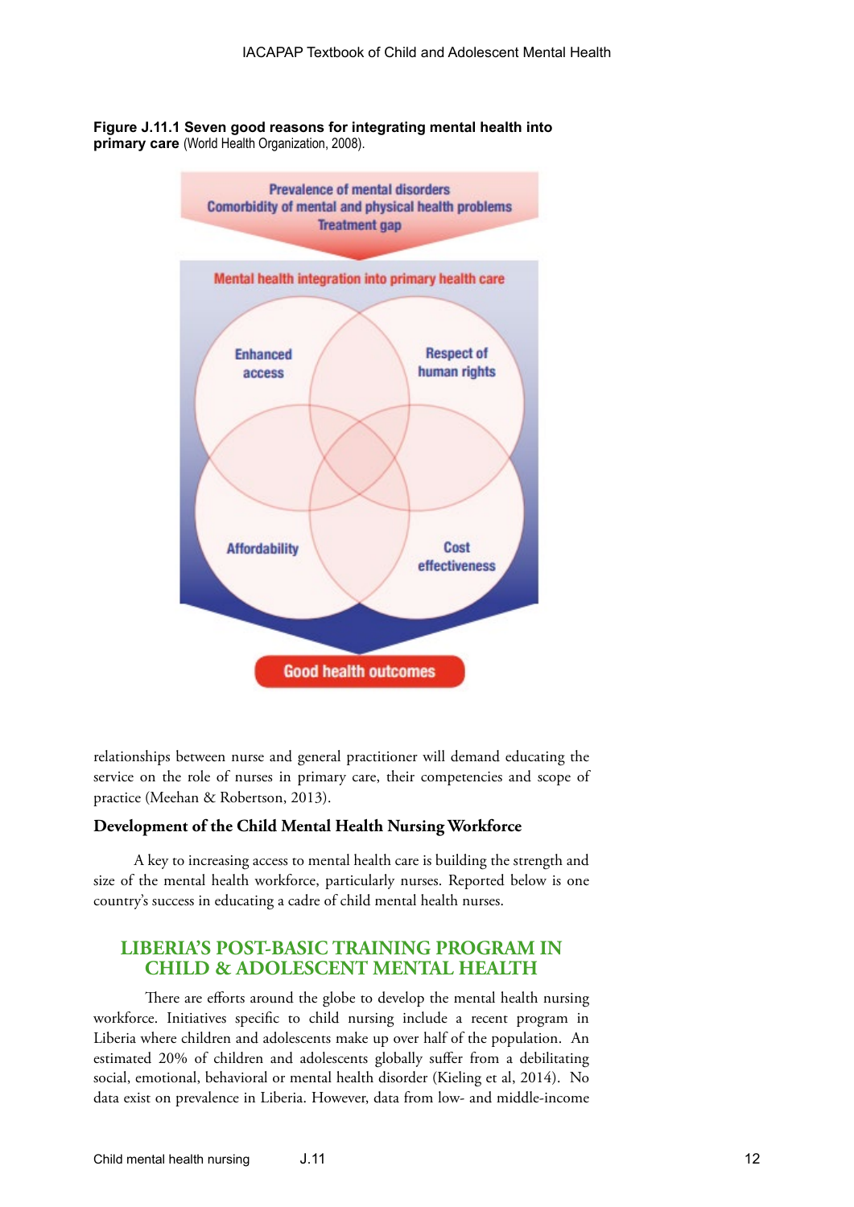**Figure J.11.1 Seven good reasons for integrating mental health into primary care** (World Health Organization, 2008).

Prevalence of mental disorders
Comorbidity of mental and physical health problems
Treatment gap

Mental health integration into primary health care

Enhanced access

Respect of human rights

Affordability

Cost effectiveness

Good health outcomes

relationships between nurse and general practitioner will demand educating the service on the role of nurses in primary care, their competencies and scope of practice (Meehan & Robertson, 2013).

### Development of the Child Mental Health Nursing Workforce

A key to increasing access to mental health care is building the strength and size of the mental health workforce, particularly nurses. Reported below is one country's success in educating a cadre of child mental health nurses.

## LIBERIA'S POST-BASIC TRAINING PROGRAM IN CHILD & ADOLESCENT MENTAL HEALTH

There are efforts around the globe to develop the mental health nursing workforce. Initiatives specific to child nursing include a recent program in Liberia where children and adolescents make up over half of the population. An estimated 20% of children and adolescents globally suffer from a debilitating social, emotional, behavioral or mental health disorder (Kieling et al, 2014). No data exist on prevalence in Liberia. However, data from low- and middle-income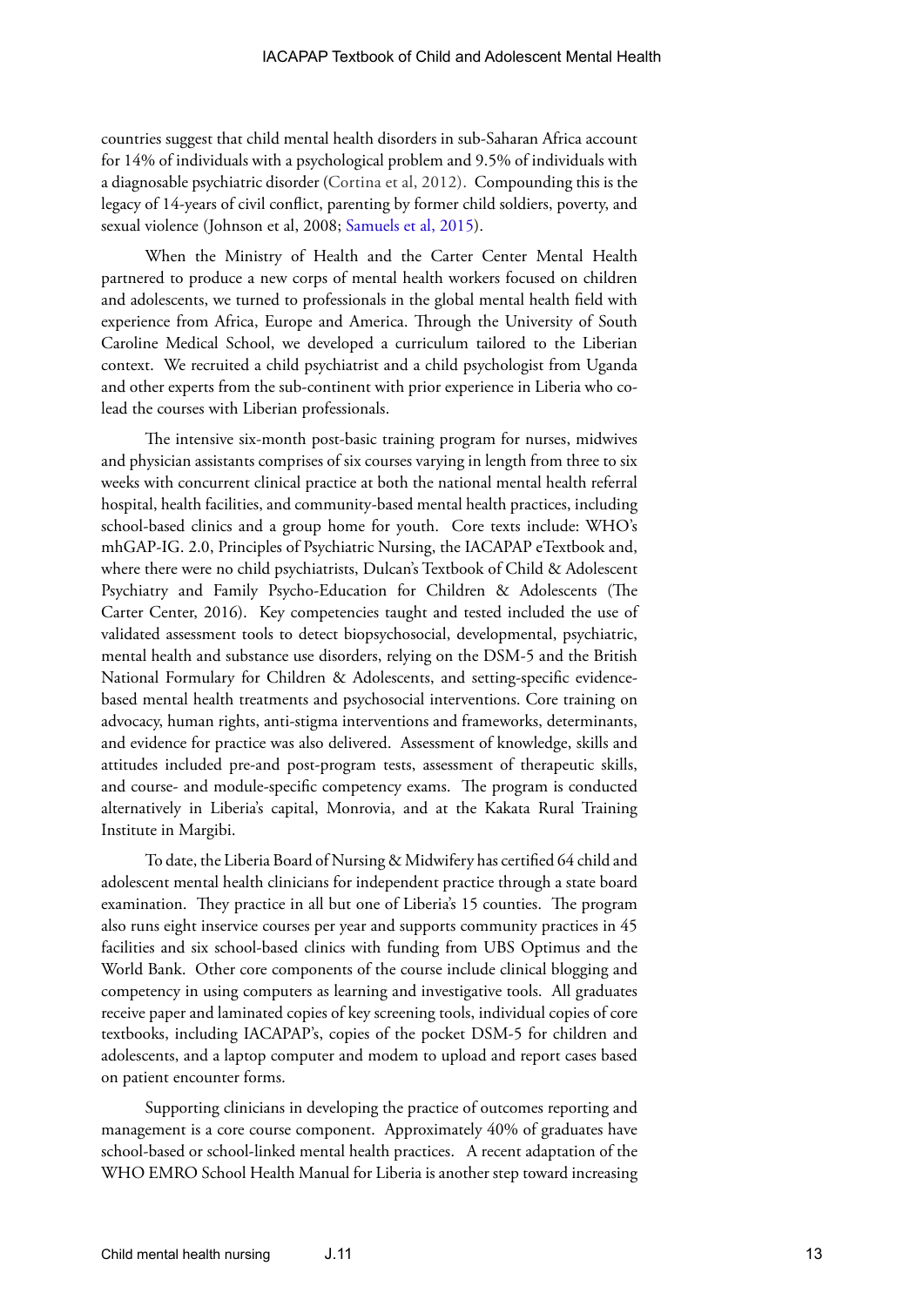countries suggest that child mental health disorders in sub-Saharan Africa account for 14% of individuals with a psychological problem and 9.5% of individuals with a diagnosable psychiatric disorder (Cortina et al, 2012). Compounding this is the legacy of 14-years of civil conflict, parenting by former child soldiers, poverty, and sexual violence (Johnson et al, 2008; Samuels et al, 2015).

When the Ministry of Health and the Carter Center Mental Health partnered to produce a new corps of mental health workers focused on children and adolescents, we turned to professionals in the global mental health field with experience from Africa, Europe and America. Through the University of South Caroline Medical School, we developed a curriculum tailored to the Liberian context. We recruited a child psychiatrist and a child psychologist from Uganda and other experts from the sub-continent with prior experience in Liberia who co-lead the courses with Liberian professionals.

The intensive six-month post-basic training program for nurses, midwives and physician assistants comprises of six courses varying in length from three to six weeks with concurrent clinical practice at both the national mental health referral hospital, health facilities, and community-based mental health practices, including school-based clinics and a group home for youth. Core texts include: WHO's mhGAP-IG. 2.0, Principles of Psychiatric Nursing, the IACAPAP eTextbook and, where there were no child psychiatrists, Dulcan's Textbook of Child & Adolescent Psychiatry and Family Psycho-Education for Children & Adolescents (The Carter Center, 2016). Key competencies taught and tested included the use of validated assessment tools to detect biopsychosocial, developmental, psychiatric, mental health and substance use disorders, relying on the DSM-5 and the British National Formulary for Children & Adolescents, and setting-specific evidence-based mental health treatments and psychosocial interventions. Core training on advocacy, human rights, anti-stigma interventions and frameworks, determinants, and evidence for practice was also delivered. Assessment of knowledge, skills and attitudes included pre-and post-program tests, assessment of therapeutic skills, and course- and module-specific competency exams. The program is conducted alternatively in Liberia's capital, Monrovia, and at the Kakata Rural Training Institute in Margibi.

To date, the Liberia Board of Nursing & Midwifery has certified 64 child and adolescent mental health clinicians for independent practice through a state board examination. They practice in all but one of Liberia's 15 counties. The program also runs eight inservice courses per year and supports community practices in 45 facilities and six school-based clinics with funding from UBS Optimus and the World Bank. Other core components of the course include clinical blogging and competency in using computers as learning and investigative tools. All graduates receive paper and laminated copies of key screening tools, individual copies of core textbooks, including IACAPAP's, copies of the pocket DSM-5 for children and adolescents, and a laptop computer and modem to upload and report cases based on patient encounter forms.

Supporting clinicians in developing the practice of outcomes reporting and management is a core course component. Approximately 40% of graduates have school-based or school-linked mental health practices. A recent adaptation of the WHO EMRO School Health Manual for Liberia is another step toward increasing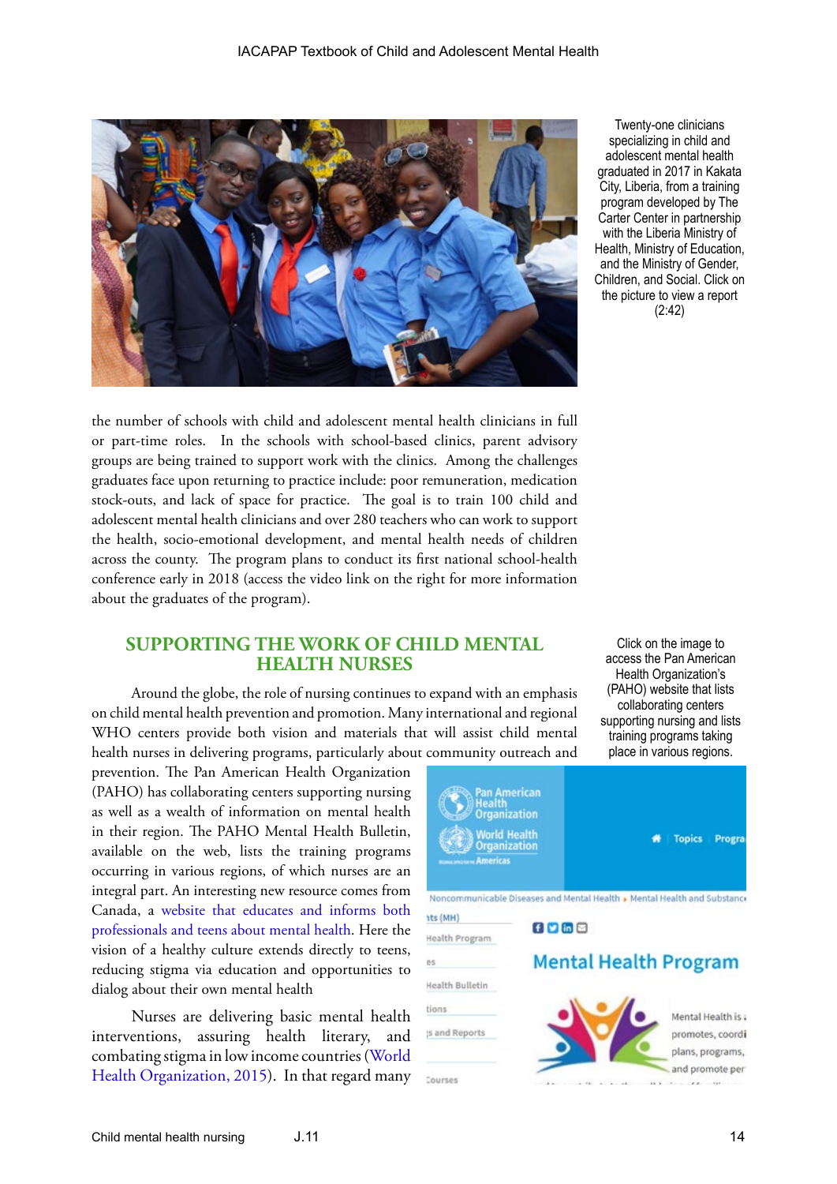Twenty-one clinicians specializing in child and adolescent mental health graduated in 2017 in Kakata City, Liberia, from a training program developed by The Carter Center in partnership with the Liberia Ministry of Health, Ministry of Education, and the Ministry of Gender, Children, and Social. Click on the picture to view a report (2:42)

the number of schools with child and adolescent mental health clinicians in full or part-time roles. In the schools with school-based clinics, parent advisory groups are being trained to support work with the clinics. Among the challenges graduates face upon returning to practice include: poor remuneration, medication stock-outs, and lack of space for practice. The goal is to train 100 child and adolescent mental health clinicians and over 280 teachers who can work to support the health, socio-emotional development, and mental health needs of children across the county. The program plans to conduct its first national school-health conference early in 2018 (access the video link on the right for more information about the graduates of the program).

## SUPPORTING THE WORK OF CHILD MENTAL HEALTH NURSES

Around the globe, the role of nursing continues to expand with an emphasis on child mental health prevention and promotion. Many international and regional WHO centers provide both vision and materials that will assist child mental health nurses in delivering programs, particularly about community outreach and prevention. The Pan American Health Organization (PAHO) has collaborating centers supporting nursing as well as a wealth of information on mental health in their region. The PAHO Mental Health Bulletin, available on the web, lists the training programs occurring in various regions, of which nurses are an integral part. An interesting new resource comes from Canada, a website that educates and informs both professionals and teens about mental health. Here the vision of a healthy culture extends directly to teens, reducing stigma via education and opportunities to dialog about their own mental health

Nurses are delivering basic mental health interventions, assuring health literary, and combating stigma in low income countries (World Health Organization, 2015). In that regard many

Click on the image to access the Pan American Health Organization's (PAHO) website that lists collaborating centers supporting nursing and lists training programs taking place in various regions.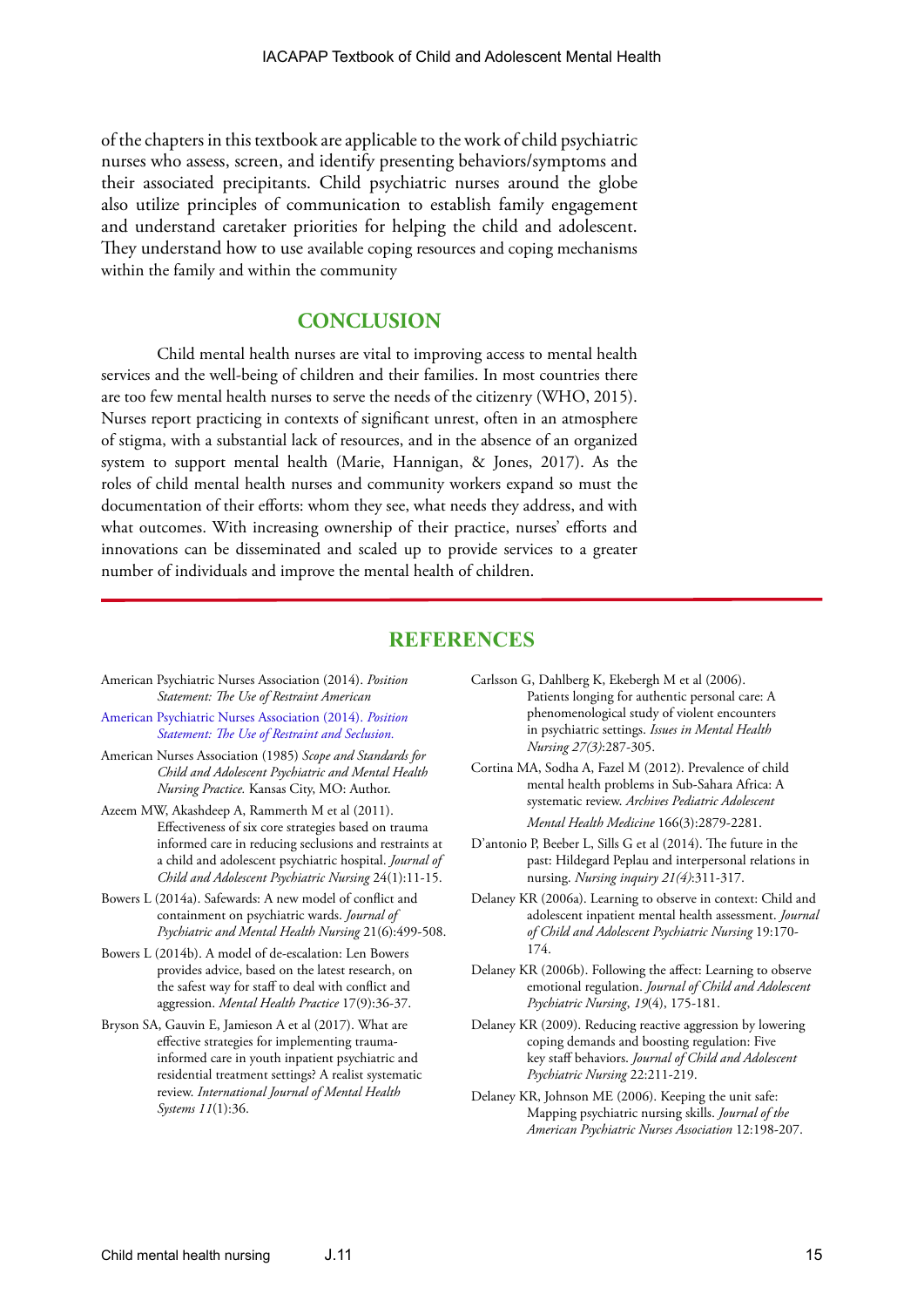of the chapters in this textbook are applicable to the work of child psychiatric nurses who assess, screen, and identify presenting behaviors/symptoms and their associated precipitants. Child psychiatric nurses around the globe also utilize principles of communication to establish family engagement and understand caretaker priorities for helping the child and adolescent. They understand how to use available coping resources and coping mechanisms within the family and within the community

## CONCLUSION

Child mental health nurses are vital to improving access to mental health services and the well-being of children and their families. In most countries there are too few mental health nurses to serve the needs of the citizenry (WHO, 2015). Nurses report practicing in contexts of significant unrest, often in an atmosphere of stigma, with a substantial lack of resources, and in the absence of an organized system to support mental health (Marie, Hannigan, & Jones, 2017). As the roles of child mental health nurses and community workers expand so must the documentation of their efforts: whom they see, what needs they address, and with what outcomes. With increasing ownership of their practice, nurses' efforts and innovations can be disseminated and scaled up to provide services to a greater number of individuals and improve the mental health of children.

## REFERENCES

American Psychiatric Nurses Association (2014). *Position Statement: The Use of Restraint American*

American Psychiatric Nurses Association (2014). *Position Statement: The Use of Restraint and Seclusion.*

American Nurses Association (1985) *Scope and Standards for Child and Adolescent Psychiatric and Mental Health Nursing Practice.* Kansas City, MO: Author.

Azeem MW, Akashdeep A, Rammerth M et al (2011). Effectiveness of six core strategies based on trauma informed care in reducing seclusions and restraints at a child and adolescent psychiatric hospital. *Journal of Child and Adolescent Psychiatric Nursing* 24(1):11-15.

Bowers L (2014a). Safewards: A new model of conflict and containment on psychiatric wards. *Journal of Psychiatric and Mental Health Nursing* 21(6):499-508.

Bowers L (2014b). A model of de-escalation: Len Bowers provides advice, based on the latest research, on the safest way for staff to deal with conflict and aggression. *Mental Health Practice* 17(9):36-37.

Bryson SA, Gauvin E, Jamieson A et al (2017). What are effective strategies for implementing trauma-informed care in youth inpatient psychiatric and residential treatment settings? A realist systematic review. *International Journal of Mental Health Systems 11*(1):36.

Carlsson G, Dahlberg K, Ekebergh M et al (2006). Patients longing for authentic personal care: A phenomenological study of violent encounters in psychiatric settings. *Issues in Mental Health Nursing 27(3)*:287-305.

Cortina MA, Sodha A, Fazel M (2012). Prevalence of child mental health problems in Sub-Sahara Africa: A systematic review. *Archives Pediatric Adolescent Mental Health Medicine* 166(3):2879-2281.

D'antonio P, Beeber L, Sills G et al (2014). The future in the past: Hildegard Peplau and interpersonal relations in nursing. *Nursing inquiry 21(4)*:311-317.

Delaney KR (2006a). Learning to observe in context: Child and adolescent inpatient mental health assessment. *Journal of Child and Adolescent Psychiatric Nursing* 19:170-174.

Delaney KR (2006b). Following the affect: Learning to observe emotional regulation. *Journal of Child and Adolescent Psychiatric Nursing*, *19*(4), 175-181.

Delaney KR (2009). Reducing reactive aggression by lowering coping demands and boosting regulation: Five key staff behaviors. *Journal of Child and Adolescent Psychiatric Nursing* 22:211-219.

Delaney KR, Johnson ME (2006). Keeping the unit safe: Mapping psychiatric nursing skills. *Journal of the American Psychiatric Nurses Association* 12:198-207.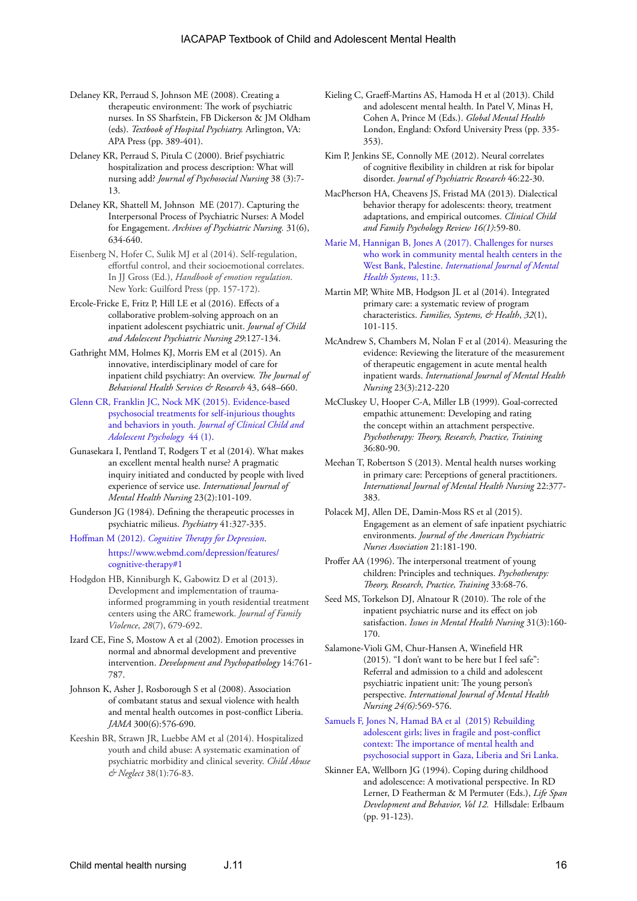Delaney KR, Perraud S, Johnson ME (2008). Creating a therapeutic environment: The work of psychiatric nurses. In SS Sharfstein, FB Dickerson & JM Oldham (eds). *Textbook of Hospital Psychiatry.* Arlington, VA: APA Press (pp. 389-401).

Delaney KR, Perraud S, Pitula C (2000). Brief psychiatric hospitalization and process description: What will nursing add? *Journal of Psychosocial Nursing* 38 (3):7-13.

Delaney KR, Shattell M, Johnson ME (2017). Capturing the Interpersonal Process of Psychiatric Nurses: A Model for Engagement. *Archives of Psychiatric Nursing.* 31(6), 634-640.

Eisenberg N, Hofer C, Sulik MJ et al (2014). Self-regulation, effortful control, and their socioemotional correlates. In JJ Gross (Ed.), *Handbook of emotion regulation.* New York: Guilford Press (pp. 157-172).

Ercole-Fricke E, Fritz P, Hill LE et al (2016). Effects of a collaborative problem-solving approach on an inpatient adolescent psychiatric unit. *Journal of Child and Adolescent Psychiatric Nursing 29*:127-134.

Gathright MM, Holmes KJ, Morris EM et al (2015). An innovative, interdisciplinary model of care for inpatient child psychiatry: An overview. *The Journal of Behavioral Health Services & Research* 43, 648–660.

Glenn CR, Franklin JC, Nock MK (2015). Evidence-based psychosocial treatments for self-injurious thoughts and behaviors in youth. *Journal of Clinical Child and Adolescent Psychology* 44 (1).

Gunasekara I, Pentland T, Rodgers T et al (2014). What makes an excellent mental health nurse? A pragmatic inquiry initiated and conducted by people with lived experience of service use. *International Journal of Mental Health Nursing* 23(2):101-109.

Gunderson JG (1984). Defining the therapeutic processes in psychiatric milieus. *Psychiatry* 41:327-335.

Hoffman M (2012). *Cognitive Therapy for Depression.* https://www.webmd.com/depression/features/cognitive-therapy#1

Hodgdon HB, Kinniburgh K, Gabowitz D et al (2013). Development and implementation of trauma-informed programming in youth residential treatment centers using the ARC framework. *Journal of Family Violence*, *28*(7), 679-692.

Izard CE, Fine S, Mostow A et al (2002). Emotion processes in normal and abnormal development and preventive intervention. *Development and Psychopathology* 14:761-787.

Johnson K, Asher J, Rosborough S et al (2008). Association of combatant status and sexual violence with health and mental health outcomes in post-conflict Liberia. *JAMA* 300(6):576-690.

Keeshin BR, Strawn JR, Luebbe AM et al (2014). Hospitalized youth and child abuse: A systematic examination of psychiatric morbidity and clinical severity. *Child Abuse & Neglect* 38(1):76-83.

Kieling C, Graeff-Martins AS, Hamoda H et al (2013). Child and adolescent mental health. In Patel V, Minas H, Cohen A, Prince M (Eds.). *Global Mental Health* London, England: Oxford University Press (pp. 335-353).

Kim P, Jenkins SE, Connolly ME (2012). Neural correlates of cognitive flexibility in children at risk for bipolar disorder. *Journal of Psychiatric Research* 46:22-30.

MacPherson HA, Cheavens JS, Fristad MA (2013). Dialectical behavior therapy for adolescents: theory, treatment adaptations, and empirical outcomes. *Clinical Child and Family Psychology Review 16(1)*:59-80.

Marie M, Hannigan B, Jones A (2017). Challenges for nurses who work in community mental health centers in the West Bank, Palestine. *International Journal of Mental Health Systems*, 11:3.

Martin MP, White MB, Hodgson JL et al (2014). Integrated primary care: a systematic review of program characteristics. *Families, Systems, & Health*, *32*(1), 101-115.

McAndrew S, Chambers M, Nolan F et al (2014). Measuring the evidence: Reviewing the literature of the measurement of therapeutic engagement in acute mental health inpatient wards. *International Journal of Mental Health Nursing* 23(3):212-220

McCluskey U, Hooper C-A, Miller LB (1999). Goal-corrected empathic attunement: Developing and rating the concept within an attachment perspective. *Psychotherapy: Theory, Research, Practice, Training* 36:80-90.

Meehan T, Robertson S (2013). Mental health nurses working in primary care: Perceptions of general practitioners. *International Journal of Mental Health Nursing* 22:377-383.

Polacek MJ, Allen DE, Damin-Moss RS et al (2015). Engagement as an element of safe inpatient psychiatric environments. *Journal of the American Psychiatric Nurses Association* 21:181-190.

Proffer AA (1996). The interpersonal treatment of young children: Principles and techniques. *Psychotherapy: Theory, Research, Practice, Training* 33:68-76.

Seed MS, Torkelson DJ, Alnatour R (2010). The role of the inpatient psychiatric nurse and its effect on job satisfaction. *Issues in Mental Health Nursing* 31(3):160-170.

Salamone-Violi GM, Chur-Hansen A, Winefield HR (2015). "I don't want to be here but I feel safe": Referral and admission to a child and adolescent psychiatric inpatient unit: The young person's perspective. *International Journal of Mental Health Nursing 24(6)*:569-576.

Samuels F, Jones N, Hamad BA et al (2015) Rebuilding adolescent girls; lives in fragile and post-conflict context: The importance of mental health and psychosocial support in Gaza, Liberia and Sri Lanka.

Skinner EA, Wellborn JG (1994). Coping during childhood and adolescence: A motivational perspective. In RD Lerner, D Featherman & M Permuter (Eds.), *Life Span Development and Behavior, Vol 12.* Hillsdale: Erlbaum (pp. 91-123).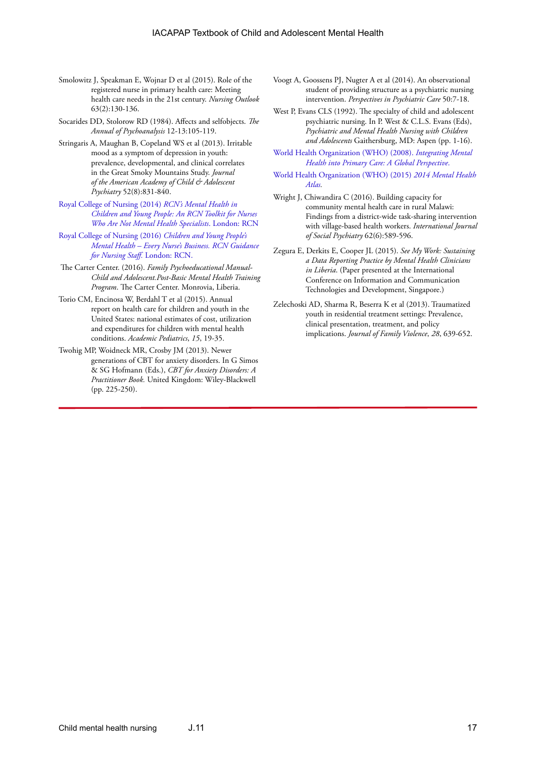Smolowitz J, Speakman E, Wojnar D et al (2015). Role of the registered nurse in primary health care: Meeting health care needs in the 21st century. *Nursing Outlook* 63(2):130-136.

Socarides DD, Stolorow RD (1984). Affects and selfobjects. *The Annual of Psychoanalysis* 12-13:105-119.

Stringaris A, Maughan B, Copeland WS et al (2013). Irritable mood as a symptom of depression in youth: prevalence, developmental, and clinical correlates in the Great Smoky Mountains Study. *Journal of the American Academy of Child & Adolescent Psychiatry* 52(8):831-840.

Royal College of Nursing (2014) *RCN's Mental Health in Children and Young People: An RCN Toolkit for Nurses Who Are Not Mental Health Specialists*. London: RCN

Royal College of Nursing (2016) *Children and Young People's Mental Health – Every Nurse's Business. RCN Guidance for Nursing Staff.* London: RCN.

The Carter Center. (2016). *Family Psychoeducational Manual-Child and Adolescent.Post-Basic Mental Health Training Program*. The Carter Center. Monrovia, Liberia.

Torio CM, Encinosa W, Berdahl T et al (2015). Annual report on health care for children and youth in the United States: national estimates of cost, utilization and expenditures for children with mental health conditions. *Academic Pediatrics*, *15*, 19-35.

Twohig MP, Woidneck MR, Crosby JM (2013). Newer generations of CBT for anxiety disorders. In G Simos & SG Hofmann (Eds.), *CBT for Anxiety Disorders: A Practitioner Book.* United Kingdom: Wiley-Blackwell (pp. 225-250).

Voogt A, Goossens PJ, Nugter A et al (2014). An observational student of providing structure as a psychiatric nursing intervention. *Perspectives in Psychiatric Care* 50:7-18.

West P, Evans CLS (1992). The specialty of child and adolescent psychiatric nursing. In P. West & C.L.S. Evans (Eds), *Psychiatric and Mental Health Nursing with Children and Adolescents* Gaithersburg, MD: Aspen (pp. 1-16).

World Health Organization (WHO) (2008). *Integrating Mental Health into Primary Care: A Global Perspective.*

World Health Organization (WHO) (2015) *2014 Mental Health Atlas.*

Wright J, Chiwandira C (2016). Building capacity for community mental health care in rural Malawi: Findings from a district-wide task-sharing intervention with village-based health workers. *International Journal of Social Psychiatry* 62(6):589-596.

Zegura E, Derkits E, Cooper JL (2015). *See My Work: Sustaining a Data Reporting Practice by Mental Health Clinicians in Liberia*. (Paper presented at the International Conference on Information and Communication Technologies and Development, Singapore.)

Zelechoski AD, Sharma R, Beserra K et al (2013). Traumatized youth in residential treatment settings: Prevalence, clinical presentation, treatment, and policy implications. *Journal of Family Violence*, *28*, 639-652.